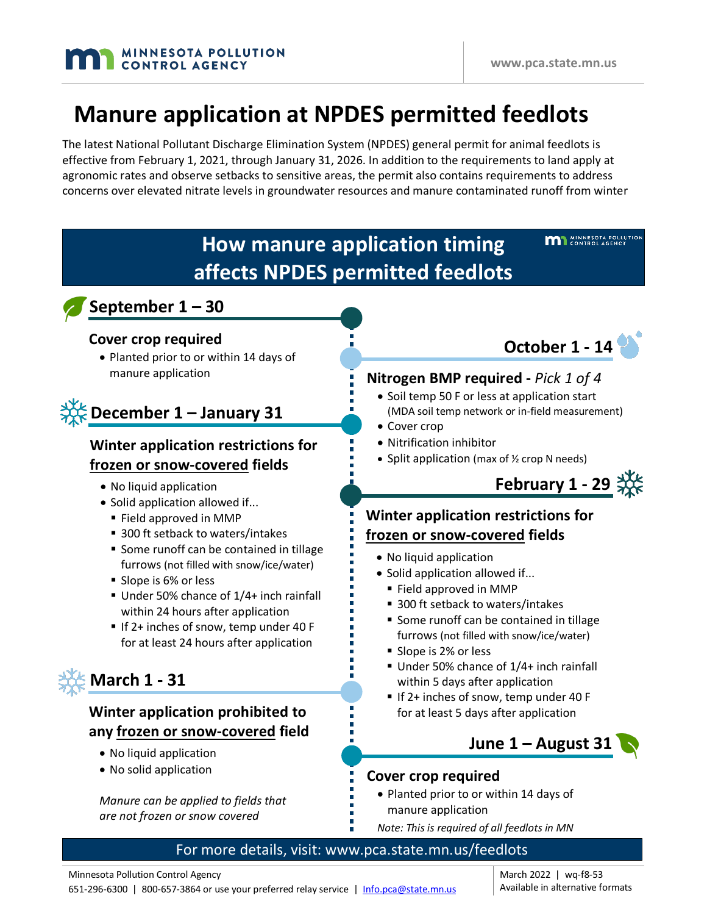# Manure application at NPDES permitted feedlots

The latest National Pollutant Discharge Elimination System (NPDES) general permit for animal feedlots is effective from February 1, 2021, through January 31, 2026. In addition to the requirements to land apply at agronomic rates and observe setbacks to sensitive areas, the permit also contains requirements to address concerns over elevated nitrate levels in groundwater resources and manure contaminated runoff from winter

## How manure application timing affects NPDES permitted feedlots

### September 1 – 30

**Cover crop required**

- Planted prior to or within 14 days of manure application

### October 1 - 14

**Nitrogen BMP required -** *Pick 1 of 4*

- Soil temp 50 F or less at application start (MDA soil temp network or in-field measurement)
- Cover crop
- Nitrification inhibitor
- Split application (max of ½ crop N needs)

### December 1 – January 31

**Winter application restrictions for frozen or snow-covered fields**

- No liquid application
- Solid application allowed if...
  - Field approved in MMP
  - 300 ft setback to waters/intakes
  - Some runoff can be contained in tillage furrows (not filled with snow/ice/water)
  - Slope is 6% or less
  - Under 50% chance of 1/4+ inch rainfall within 24 hours after application
  - If 2+ inches of snow, temp under 40 F for at least 24 hours after application

### February 1 - 29

**Winter application restrictions for frozen or snow-covered fields**

- No liquid application
- Solid application allowed if...
  - Field approved in MMP
  - 300 ft setback to waters/intakes
  - Some runoff can be contained in tillage furrows (not filled with snow/ice/water)
  - Slope is 2% or less
  - Under 50% chance of 1/4+ inch rainfall within 5 days after application
  - If 2+ inches of snow, temp under 40 F for at least 5 days after application

### March 1 - 31

**Winter application prohibited to any frozen or snow-covered field**

- No liquid application
- No solid application

*Manure can be applied to fields that are not frozen or snow covered*

### June 1 – August 31

**Cover crop required**

- Planted prior to or within 14 days of manure application

*Note: This is required of all feedlots in MN*

For more details, visit: www.pca.state.mn.us/feedlots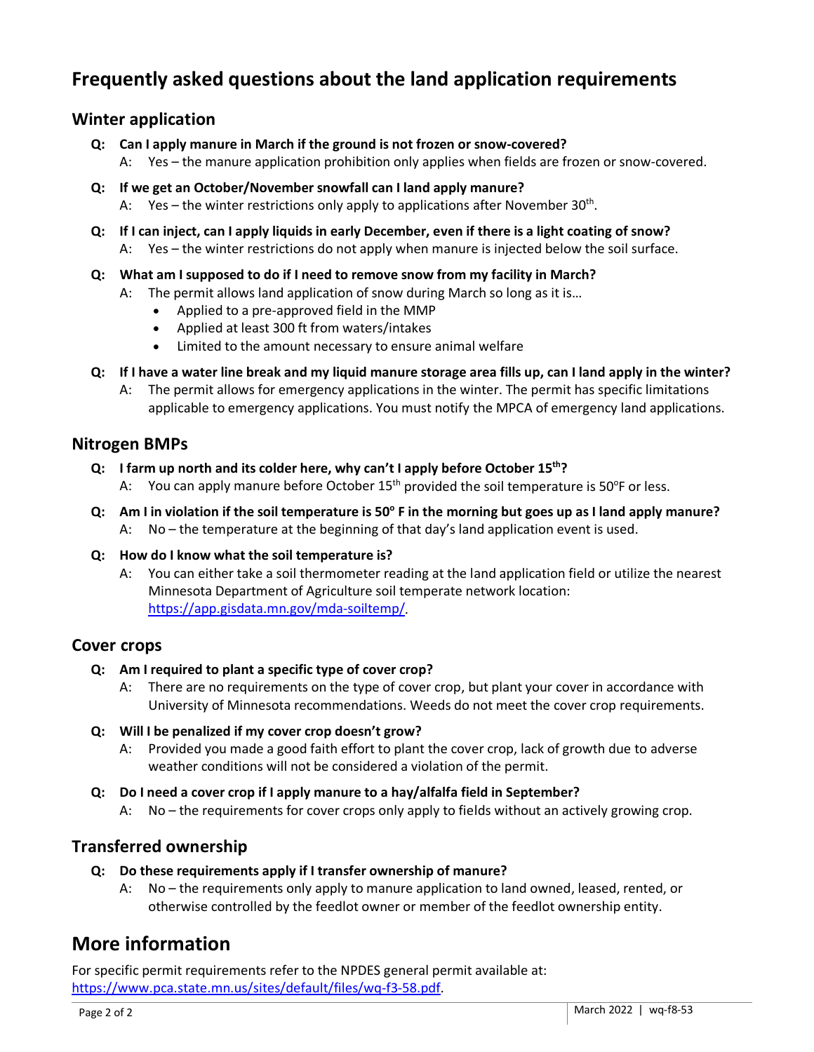# Frequently asked questions about the land application requirements

## Winter application

**Q: Can I apply manure in March if the ground is not frozen or snow-covered?**

A: Yes – the manure application prohibition only applies when fields are frozen or snow-covered.

**Q: If we get an October/November snowfall can I land apply manure?**

A: Yes – the winter restrictions only apply to applications after November 30th.

**Q: If I can inject, can I apply liquids in early December, even if there is a light coating of snow?**

A: Yes – the winter restrictions do not apply when manure is injected below the soil surface.

**Q: What am I supposed to do if I need to remove snow from my facility in March?**

A: The permit allows land application of snow during March so long as it is…

- Applied to a pre-approved field in the MMP
- Applied at least 300 ft from waters/intakes
- Limited to the amount necessary to ensure animal welfare

**Q: If I have a water line break and my liquid manure storage area fills up, can I land apply in the winter?**

A: The permit allows for emergency applications in the winter. The permit has specific limitations applicable to emergency applications. You must notify the MPCA of emergency land applications.

## Nitrogen BMPs

**Q: I farm up north and its colder here, why can't I apply before October 15th?**

A: You can apply manure before October 15th provided the soil temperature is 50°F or less.

**Q: Am I in violation if the soil temperature is 50° F in the morning but goes up as I land apply manure?**

A: No – the temperature at the beginning of that day's land application event is used.

**Q: How do I know what the soil temperature is?**

A: You can either take a soil thermometer reading at the land application field or utilize the nearest Minnesota Department of Agriculture soil temperate network location: [https://app.gisdata.mn.gov/mda-soiltemp/](https://app.gisdata.mn.gov/mda-soiltemp/).

## Cover crops

**Q: Am I required to plant a specific type of cover crop?**

A: There are no requirements on the type of cover crop, but plant your cover in accordance with University of Minnesota recommendations. Weeds do not meet the cover crop requirements.

**Q: Will I be penalized if my cover crop doesn't grow?**

A: Provided you made a good faith effort to plant the cover crop, lack of growth due to adverse weather conditions will not be considered a violation of the permit.

**Q: Do I need a cover crop if I apply manure to a hay/alfalfa field in September?**

A: No – the requirements for cover crops only apply to fields without an actively growing crop.

## Transferred ownership

**Q: Do these requirements apply if I transfer ownership of manure?**

A: No – the requirements only apply to manure application to land owned, leased, rented, or otherwise controlled by the feedlot owner or member of the feedlot ownership entity.

# More information

For specific permit requirements refer to the NPDES general permit available at: [https://www.pca.state.mn.us/sites/default/files/wq-f3-58.pdf](https://www.pca.state.mn.us/sites/default/files/wq-f3-58.pdf).